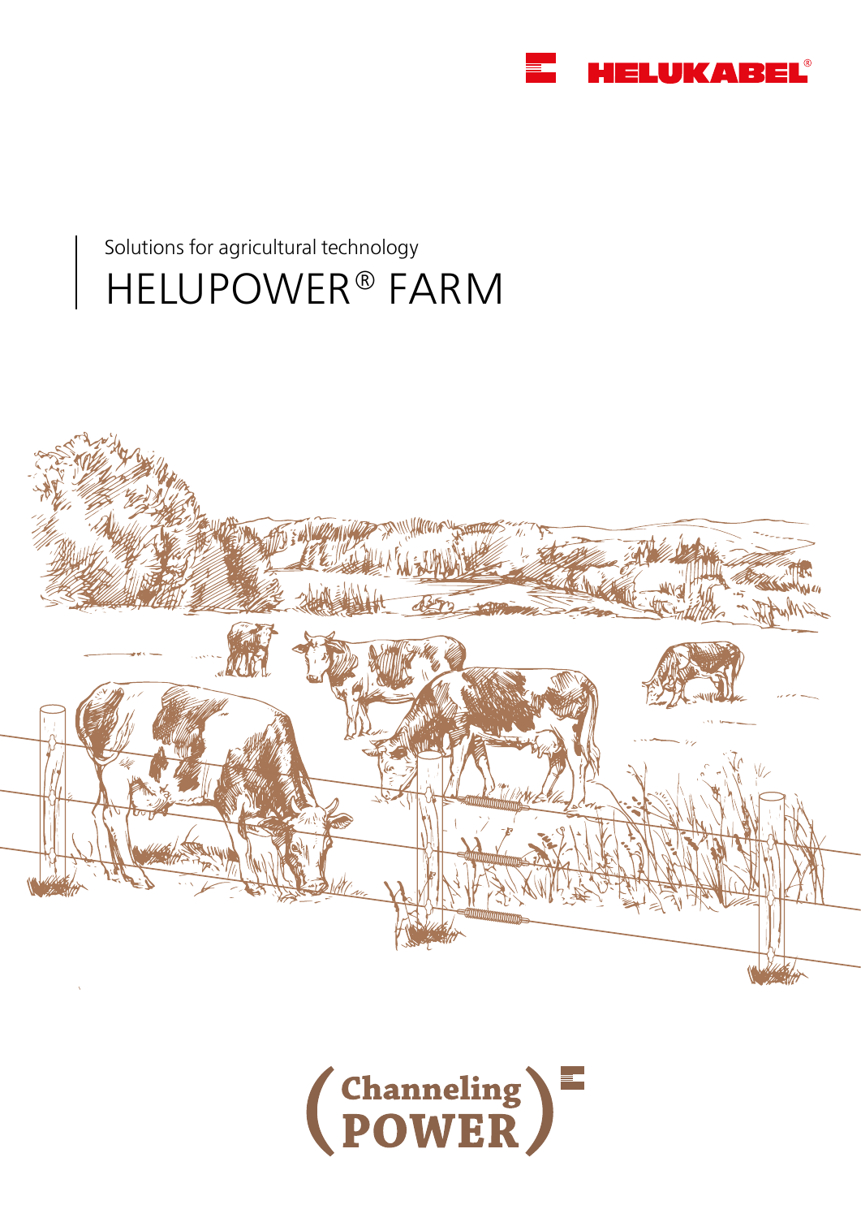HELUKABEL®

Solutions for agricultural technology

# HELUPOWER® FARM

Channeling POWER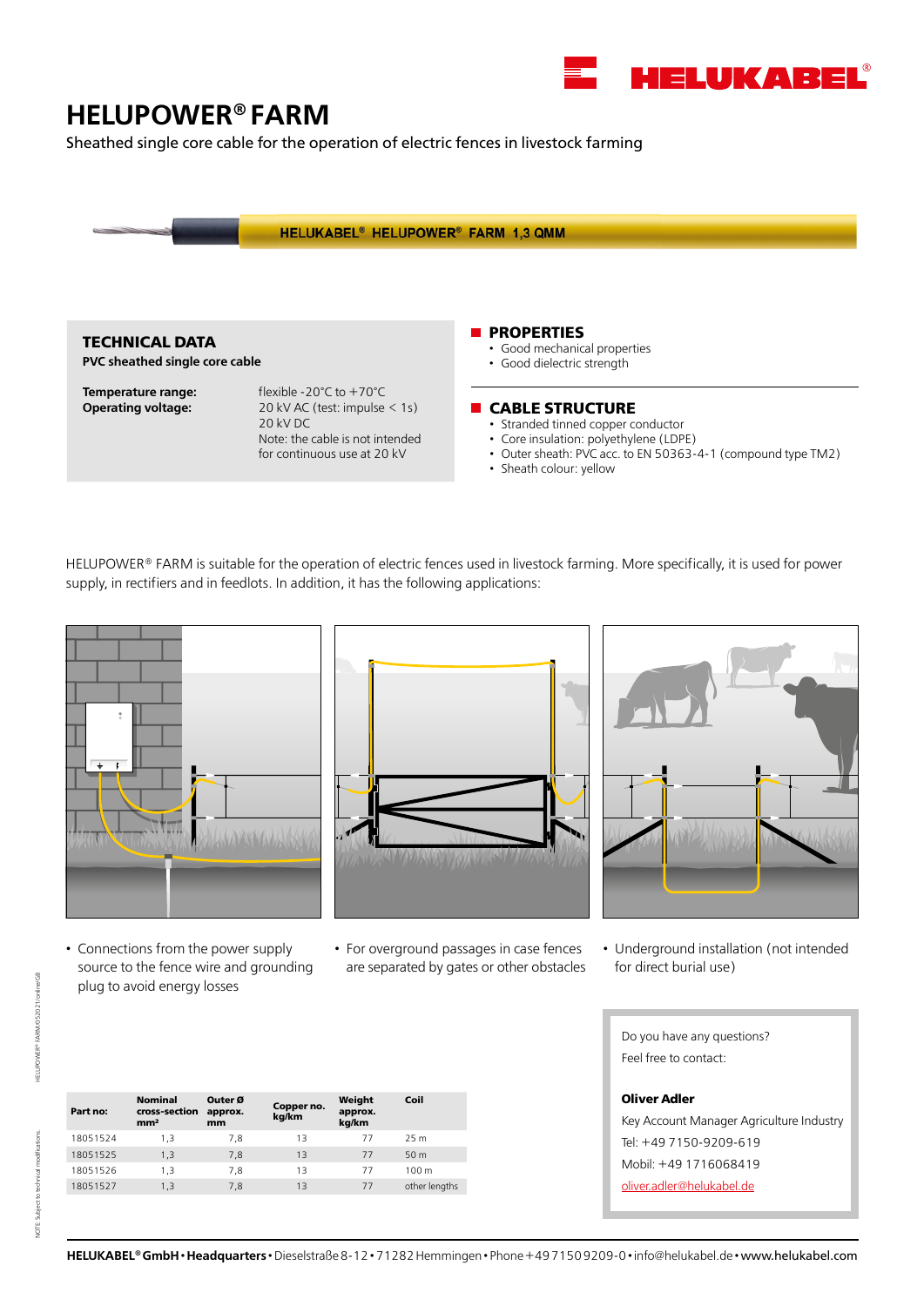# HELUPOWER® FARM

Sheathed single core cable for the operation of electric fences in livestock farming

HELUKABEL® HELUPOWER® FARM 1,3 QMM

## TECHNICAL DATA

**PVC sheathed single core cable**

**Temperature range:** flexible -20°C to +70°C

**Operating voltage:** 20 kV AC (test: impulse < 1s)
20 kV DC
Note: the cable is not intended for continuous use at 20 kV

## PROPERTIES

- Good mechanical properties
- Good dielectric strength

## CABLE STRUCTURE

- Stranded tinned copper conductor
- Core insulation: polyethylene (LDPE)
- Outer sheath: PVC acc. to EN 50363-4-1 (compound type TM2)
- Sheath colour: yellow

HELUPOWER® FARM is suitable for the operation of electric fences used in livestock farming. More specifically, it is used for power supply, in rectifiers and in feedlots. In addition, it has the following applications:

- Connections from the power supply source to the fence wire and grounding plug to avoid energy losses
- For overground passages in case fences are separated by gates or other obstacles
- Underground installation (not intended for direct burial use)

| Part no: | Nominal cross-section mm² | Outer Ø approx. mm | Copper no. kg/km | Weight approx. kg/km | Coil |
|---|---|---|---|---|---|
| 18051524 | 1,3 | 7,8 | 13 | 77 | 25 m |
| 18051525 | 1,3 | 7,8 | 13 | 77 | 50 m |
| 18051526 | 1,3 | 7,8 | 13 | 77 | 100 m |
| 18051527 | 1,3 | 7,8 | 13 | 77 | other lengths |

Do you have any questions?
Feel free to contact:

**Oliver Adler**
Key Account Manager Agriculture Industry
Tel: +49 7150-9209-619
Mobil: +49 1716068419
oliver.adler@helukabel.de

NOTE: Subject to technical modifications.

HELUPOWER® FARM 05 2021 online GB

**HELUKABEL® GmbH • Headquarters** • Dieselstraße 8-12 • 71282 Hemmingen • Phone +49 7150 9209-0 • info@helukabel.de • **www.helukabel.com**